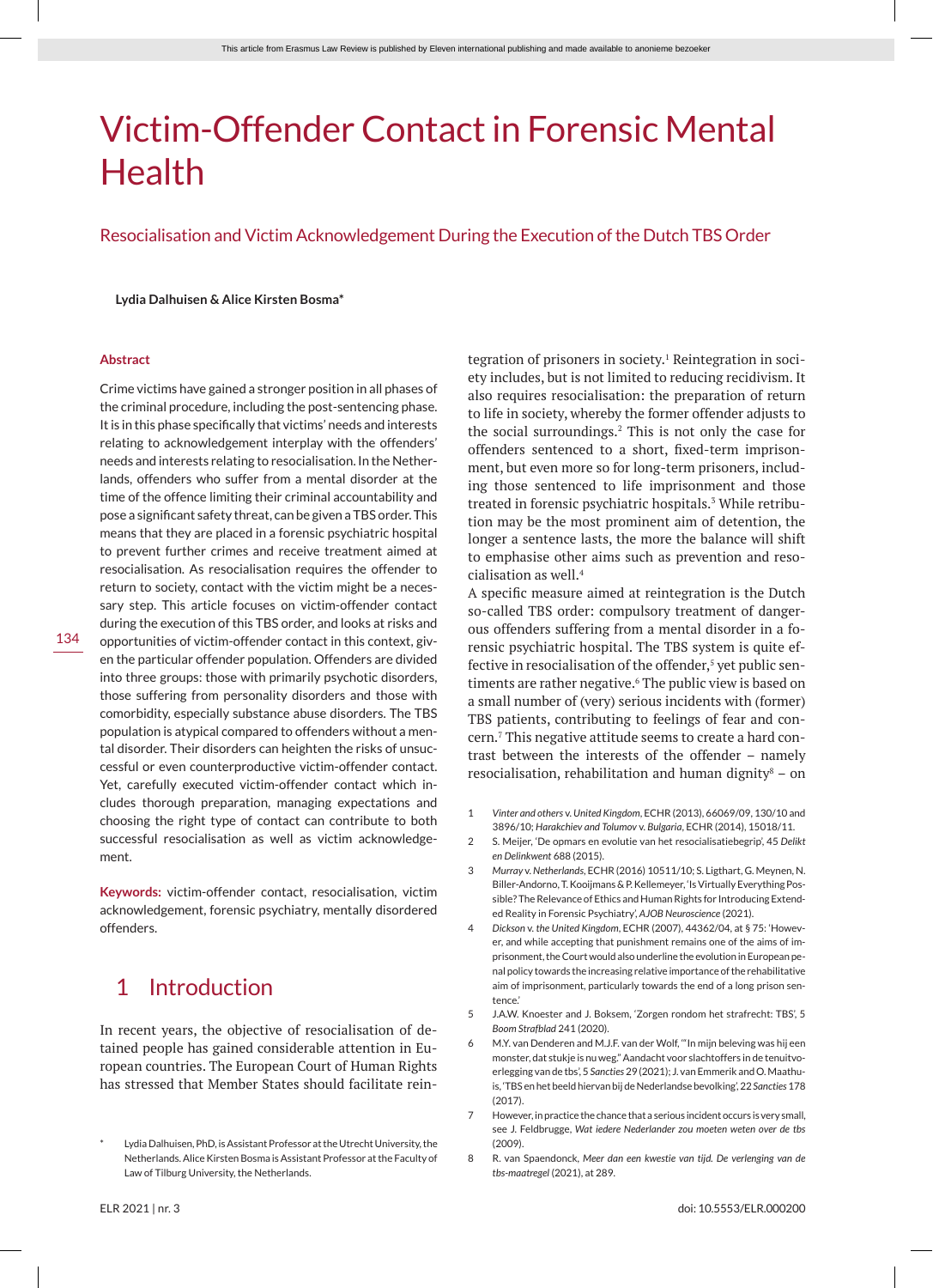# Victim-Offender Contact in Forensic Mental Health

## Resocialisation and Victim Acknowledgement During the Execution of the Dutch TBS Order

**Lydia Dalhuisen & Alice Kirsten Bosma***

### Abstract

Crime victims have gained a stronger position in all phases of the criminal procedure, including the post-sentencing phase. It is in this phase specifically that victims' needs and interests relating to acknowledgement interplay with the offenders' needs and interests relating to resocialisation. In the Netherlands, offenders who suffer from a mental disorder at the time of the offence limiting their criminal accountability and pose a significant safety threat, can be given a TBS order. This means that they are placed in a forensic psychiatric hospital to prevent further crimes and receive treatment aimed at resocialisation. As resocialisation requires the offender to return to society, contact with the victim might be a necessary step. This article focuses on victim-offender contact during the execution of this TBS order, and looks at risks and opportunities of victim-offender contact in this context, given the particular offender population. Offenders are divided into three groups: those with primarily psychotic disorders, those suffering from personality disorders and those with comorbidity, especially substance abuse disorders. The TBS population is atypical compared to offenders without a mental disorder. Their disorders can heighten the risks of unsuccessful or even counterproductive victim-offender contact. Yet, carefully executed victim-offender contact which includes thorough preparation, managing expectations and choosing the right type of contact can contribute to both successful resocialisation as well as victim acknowledgement.

**Keywords:** victim-offender contact, resocialisation, victim acknowledgement, forensic psychiatry, mentally disordered offenders.

## 1 Introduction

In recent years, the objective of resocialisation of detained people has gained considerable attention in European countries. The European Court of Human Rights has stressed that Member States should facilitate reintegration of prisoners in society.[1] Reintegration in society includes, but is not limited to reducing recidivism. It also requires resocialisation: the preparation of return to life in society, whereby the former offender adjusts to the social surroundings.[2] This is not only the case for offenders sentenced to a short, fixed-term imprisonment, but even more so for long-term prisoners, including those sentenced to life imprisonment and those treated in forensic psychiatric hospitals.[3] While retribution may be the most prominent aim of detention, the longer a sentence lasts, the more the balance will shift to emphasise other aims such as prevention and resocialisation as well.[4]

A specific measure aimed at reintegration is the Dutch so-called TBS order: compulsory treatment of dangerous offenders suffering from a mental disorder in a forensic psychiatric hospital. The TBS system is quite effective in resocialisation of the offender,[5] yet public sentiments are rather negative.[6] The public view is based on a small number of (very) serious incidents with (former) TBS patients, contributing to feelings of fear and concern.[7] This negative attitude seems to create a hard contrast between the interests of the offender – namely resocialisation, rehabilitation and human dignity[8] – on

---

\* Lydia Dalhuisen, PhD, is Assistant Professor at the Utrecht University, the Netherlands. Alice Kirsten Bosma is Assistant Professor at the Faculty of Law of Tilburg University, the Netherlands.

1. *Vinter and others* v. *United Kingdom*, ECHR (2013), 66069/09, 130/10 and 3896/10; *Harakchiev and Tolumov* v. *Bulgaria*, ECHR (2014), 15018/11.
2. S. Meijer, 'De opmars en evolutie van het resocialisatiebegrip', 45 *Delikt en Delinkwent* 688 (2015).
3. *Murray* v. *Netherlands*, ECHR (2016) 10511/10; S. Ligthart, G. Meynen, N. Biller-Andorno, T. Kooijmans & P. Kellemeyer, 'Is Virtually Everything Possible? The Relevance of Ethics and Human Rights for Introducing Extended Reality in Forensic Psychiatry', *AJOB Neuroscience* (2021).
4. *Dickson* v. *the United Kingdom*, ECHR (2007), 44362/04, at § 75: 'However, and while accepting that punishment remains one of the aims of imprisonment, the Court would also underline the evolution in European penal policy towards the increasing relative importance of the rehabilitative aim of imprisonment, particularly towards the end of a long prison sentence.'
5. J.A.W. Knoester and J. Boksem, 'Zorgen rondom het strafrecht: TBS', 5 *Boom Strafblad* 241 (2020).
6. M.Y. van Denderen and M.J.F. van der Wolf, '"In mijn beleving was hij een monster, dat stukje is nu weg." Aandacht voor slachtoffers in de tenuitvoerlegging van de tbs', 5 *Sancties* 29 (2021); J. van Emmerik and O. Maathuis, 'TBS en het beeld hiervan bij de Nederlandse bevolking', 22 *Sancties* 178 (2017).
7. However, in practice the chance that a serious incident occurs is very small, see J. Feldbrugge, *Wat iedere Nederlander zou moeten weten over de tbs* (2009).
8. R. van Spaendonck, *Meer dan een kwestie van tijd. De verlenging van de tbs-maatregel* (2021), at 289.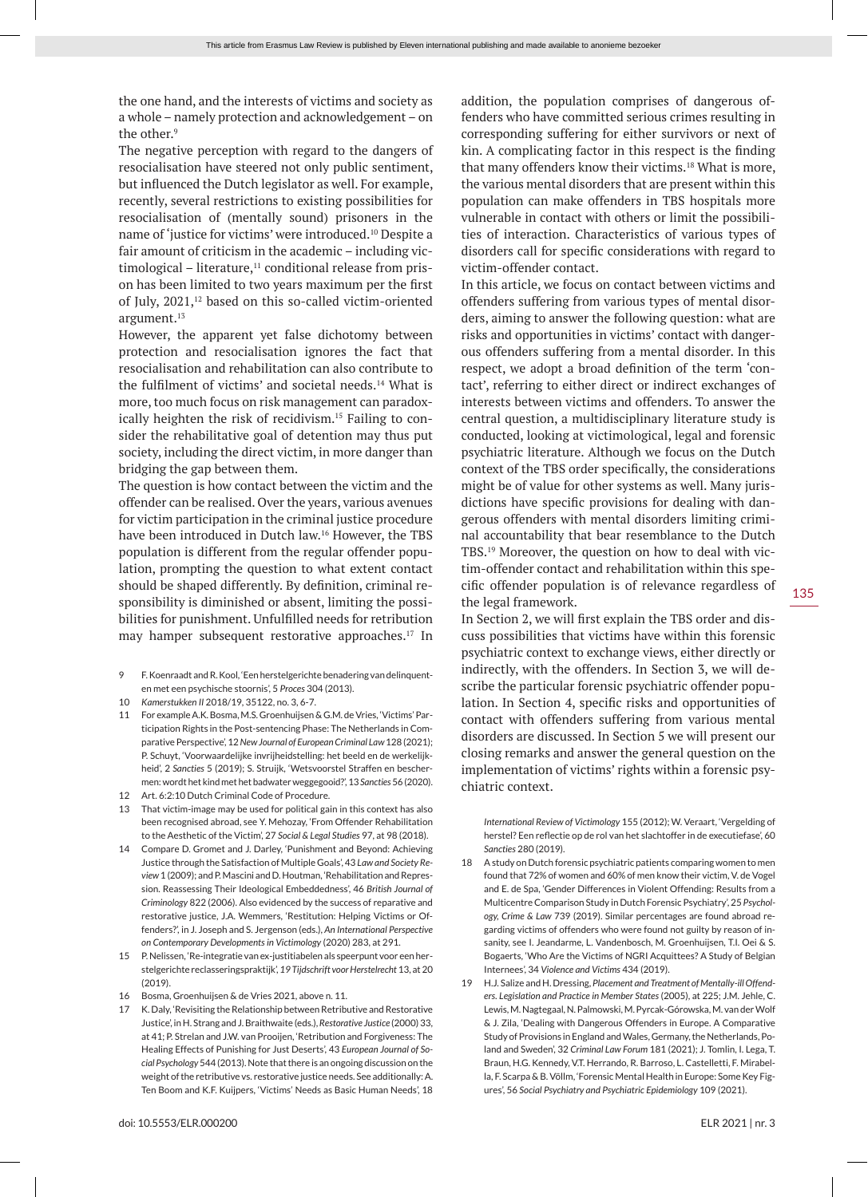the one hand, and the interests of victims and society as a whole – namely protection and acknowledgement – on the other.[9]

The negative perception with regard to the dangers of resocialisation have steered not only public sentiment, but influenced the Dutch legislator as well. For example, recently, several restrictions to existing possibilities for resocialisation of (mentally sound) prisoners in the name of 'justice for victims' were introduced.[10] Despite a fair amount of criticism in the academic – including victimological – literature,[11] conditional release from prison has been limited to two years maximum per the first of July, 2021,[12] based on this so-called victim-oriented argument.[13]

However, the apparent yet false dichotomy between protection and resocialisation ignores the fact that resocialisation and rehabilitation can also contribute to the fulfilment of victims' and societal needs.[14] What is more, too much focus on risk management can paradoxically heighten the risk of recidivism.[15] Failing to consider the rehabilitative goal of detention may thus put society, including the direct victim, in more danger than bridging the gap between them.

The question is how contact between the victim and the offender can be realised. Over the years, various avenues for victim participation in the criminal justice procedure have been introduced in Dutch law.[16] However, the TBS population is different from the regular offender population, prompting the question to what extent contact should be shaped differently. By definition, criminal responsibility is diminished or absent, limiting the possibilities for punishment. Unfulfilled needs for retribution may hamper subsequent restorative approaches.[17] In addition, the population comprises of dangerous offenders who have committed serious crimes resulting in corresponding suffering for either survivors or next of kin. A complicating factor in this respect is the finding that many offenders know their victims.[18] What is more, the various mental disorders that are present within this population can make offenders in TBS hospitals more vulnerable in contact with others or limit the possibilities of interaction. Characteristics of various types of disorders call for specific considerations with regard to victim-offender contact.

In this article, we focus on contact between victims and offenders suffering from various types of mental disorders, aiming to answer the following question: what are risks and opportunities in victims' contact with dangerous offenders suffering from a mental disorder. In this respect, we adopt a broad definition of the term 'contact', referring to either direct or indirect exchanges of interests between victims and offenders. To answer the central question, a multidisciplinary literature study is conducted, looking at victimological, legal and forensic psychiatric literature. Although we focus on the Dutch context of the TBS order specifically, the considerations might be of value for other systems as well. Many jurisdictions have specific provisions for dealing with dangerous offenders with mental disorders limiting criminal accountability that bear resemblance to the Dutch TBS.[19] Moreover, the question on how to deal with victim-offender contact and rehabilitation within this specific offender population is of relevance regardless of the legal framework.

In Section 2, we will first explain the TBS order and discuss possibilities that victims have within this forensic psychiatric context to exchange views, either directly or indirectly, with the offenders. In Section 3, we will describe the particular forensic psychiatric offender population. In Section 4, specific risks and opportunities of contact with offenders suffering from various mental disorders are discussed. In Section 5 we will present our closing remarks and answer the general question on the implementation of victims' rights within a forensic psychiatric context.

9 F. Koenraadt and R. Kool, 'Een herstelgerichte benadering van delinquenten met een psychische stoornis', 5 *Proces* 304 (2013).

10 *Kamerstukken II* 2018/19, 35122, no. 3, 6-7.

11 For example A.K. Bosma, M.S. Groenhuijsen & G.M. de Vries, 'Victims' Participation Rights in the Post-sentencing Phase: The Netherlands in Comparative Perspective', 12 *New Journal of European Criminal Law* 128 (2021); P. Schuyt, 'Voorwaardelijke invrijheidstelling: het beeld en de werkelijkheid', 2 *Sancties* 5 (2019); S. Struijk, 'Wetsvoorstel Straffen en beschermen: wordt het kind met het badwater weggegooid?', 13 *Sancties* 56 (2020).

12 Art. 6:2:10 Dutch Criminal Code of Procedure.

13 That victim-image may be used for political gain in this context has also been recognised abroad, see Y. Mehozay, 'From Offender Rehabilitation to the Aesthetic of the Victim', 27 *Social & Legal Studies* 97, at 98 (2018).

14 Compare D. Gromet and J. Darley, 'Punishment and Beyond: Achieving Justice through the Satisfaction of Multiple Goals', 43 *Law and Society Review* 1 (2009); and P. Mascini and D. Houtman, 'Rehabilitation and Repression. Reassessing Their Ideological Embeddedness', 46 *British Journal of Criminology* 822 (2006). Also evidenced by the success of reparative and restorative justice, J.A. Wemmers, 'Restitution: Helping Victims or Offenders?', in J. Joseph and S. Jergenson (eds.), *An International Perspective on Contemporary Developments in Victimology* (2020) 283, at 291.

15 P. Nelissen, 'Re-integratie van ex-justitiabelen als speerpunt voor een herstelgerichte reclasseringspraktijk', *19 Tijdschrift voor Herstelrecht* 13, at 20 (2019).

16 Bosma, Groenhuijsen & de Vries 2021, above n. 11.

17 K. Daly, 'Revisiting the Relationship between Retributive and Restorative Justice', in H. Strang and J. Braithwaite (eds.), *Restorative Justice* (2000) 33, at 41; P. Strelan and J.W. van Prooijen, 'Retribution and Forgiveness: The Healing Effects of Punishing for Just Deserts', 43 *European Journal of Social Psychology* 544 (2013). Note that there is an ongoing discussion on the weight of the retributive vs. restorative justice needs. See additionally: A. Ten Boom and K.F. Kuijpers, 'Victims' Needs as Basic Human Needs', 18 *International Review of Victimology* 155 (2012); W. Veraart, 'Vergelding of herstel? Een reflectie op de rol van het slachtoffer in de executiefase', 60 *Sancties* 280 (2019).

18 A study on Dutch forensic psychiatric patients comparing women to men found that 72% of women and 60% of men knew their victim, V. de Vogel and E. de Spa, 'Gender Differences in Violent Offending: Results from a Multicentre Comparison Study in Dutch Forensic Psychiatry', 25 *Psychology, Crime & Law* 739 (2019). Similar percentages are found abroad regarding victims of offenders who were found not guilty by reason of insanity, see I. Jeandarme, L. Vandenbosch, M. Groenhuijsen, T.I. Oei & S. Bogaerts, 'Who Are the Victims of NGRI Acquittees? A Study of Belgian Internees', 34 *Violence and Victims* 434 (2019).

19 H.J. Salize and H. Dressing, *Placement and Treatment of Mentally-ill Offenders. Legislation and Practice in Member States* (2005), at 225; J.M. Jehle, C. Lewis, M. Nagtegaal, N. Palmowski, M. Pyrcak-Górowska, M. van der Wolf & J. Zila, 'Dealing with Dangerous Offenders in Europe. A Comparative Study of Provisions in England and Wales, Germany, the Netherlands, Poland and Sweden', 32 *Criminal Law Forum* 181 (2021); J. Tomlin, I. Lega, T. Braun, H.G. Kennedy, V.T. Herrando, R. Barroso, L. Castelletti, F. Mirabella, F. Scarpa & B. Völlm, 'Forensic Mental Health in Europe: Some Key Figures', 56 *Social Psychiatry and Psychiatric Epidemiology* 109 (2021).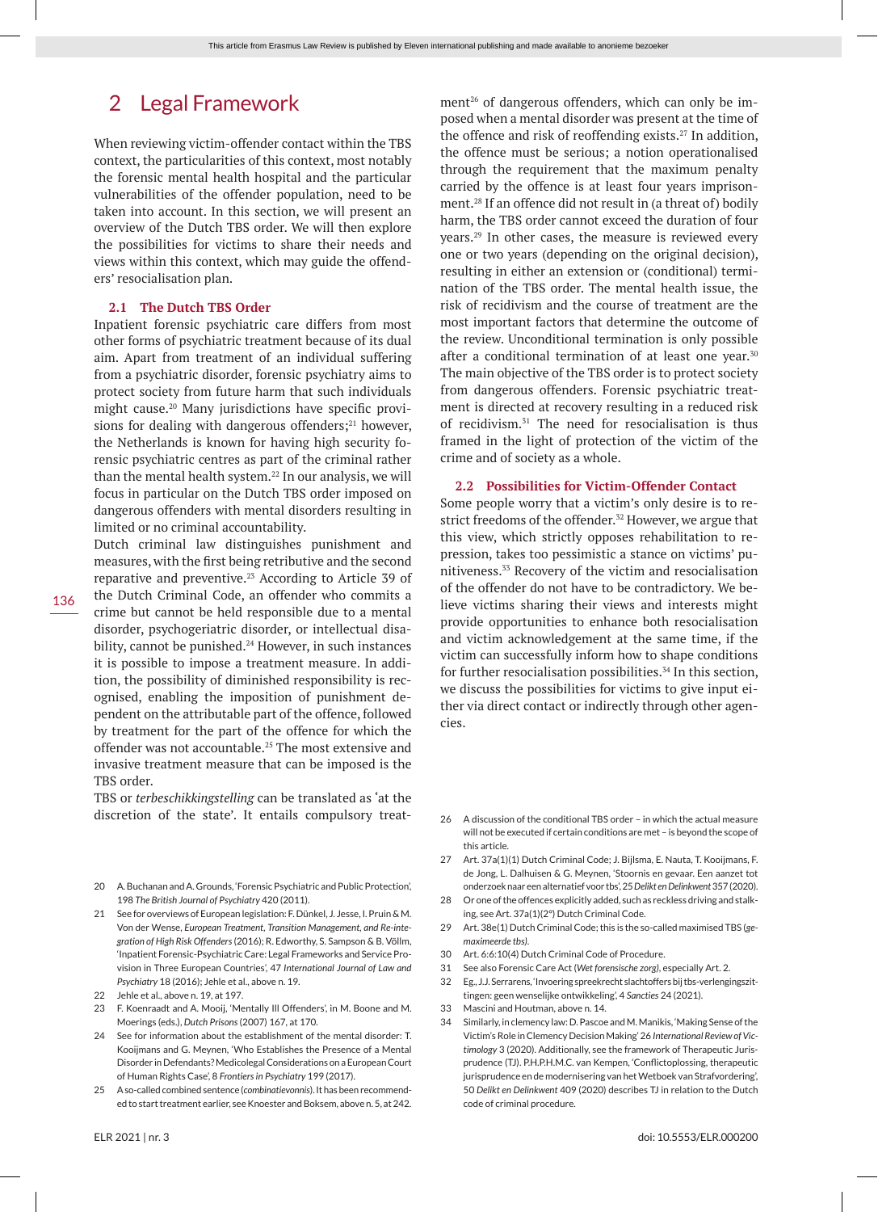## 2 Legal Framework

When reviewing victim-offender contact within the TBS context, the particularities of this context, most notably the forensic mental health hospital and the particular vulnerabilities of the offender population, need to be taken into account. In this section, we will present an overview of the Dutch TBS order. We will then explore the possibilities for victims to share their needs and views within this context, which may guide the offenders' resocialisation plan.

### 2.1 The Dutch TBS Order

Inpatient forensic psychiatric care differs from most other forms of psychiatric treatment because of its dual aim. Apart from treatment of an individual suffering from a psychiatric disorder, forensic psychiatry aims to protect society from future harm that such individuals might cause.[20] Many jurisdictions have specific provisions for dealing with dangerous offenders;[21] however, the Netherlands is known for having high security forensic psychiatric centres as part of the criminal rather than the mental health system.[22] In our analysis, we will focus in particular on the Dutch TBS order imposed on dangerous offenders with mental disorders resulting in limited or no criminal accountability.

Dutch criminal law distinguishes punishment and measures, with the first being retributive and the second reparative and preventive.[23] According to Article 39 of the Dutch Criminal Code, an offender who commits a crime but cannot be held responsible due to a mental disorder, psychogeriatric disorder, or intellectual disability, cannot be punished.[24] However, in such instances it is possible to impose a treatment measure. In addition, the possibility of diminished responsibility is recognised, enabling the imposition of punishment dependent on the attributable part of the offence, followed by treatment for the part of the offence for which the offender was not accountable.[25] The most extensive and invasive treatment measure that can be imposed is the TBS order.

TBS or *terbeschikkingstelling* can be translated as 'at the discretion of the state'. It entails compulsory treatment[26] of dangerous offenders, which can only be imposed when a mental disorder was present at the time of the offence and risk of reoffending exists.[27] In addition, the offence must be serious; a notion operationalised through the requirement that the maximum penalty carried by the offence is at least four years imprisonment.[28] If an offence did not result in (a threat of) bodily harm, the TBS order cannot exceed the duration of four years.[29] In other cases, the measure is reviewed every one or two years (depending on the original decision), resulting in either an extension or (conditional) termination of the TBS order. The mental health issue, the risk of recidivism and the course of treatment are the most important factors that determine the outcome of the review. Unconditional termination is only possible after a conditional termination of at least one year.[30] The main objective of the TBS order is to protect society from dangerous offenders. Forensic psychiatric treatment is directed at recovery resulting in a reduced risk of recidivism.[31] The need for resocialisation is thus framed in the light of protection of the victim of the crime and of society as a whole.

### 2.2 Possibilities for Victim-Offender Contact

Some people worry that a victim's only desire is to restrict freedoms of the offender.[32] However, we argue that this view, which strictly opposes rehabilitation to repression, takes too pessimistic a stance on victims' punitiveness.[33] Recovery of the victim and resocialisation of the offender do not have to be contradictory. We believe victims sharing their views and interests might provide opportunities to enhance both resocialisation and victim acknowledgement at the same time, if the victim can successfully inform how to shape conditions for further resocialisation possibilities.[34] In this section, we discuss the possibilities for victims to give input either via direct contact or indirectly through other agencies.

---

20 A. Buchanan and A. Grounds, 'Forensic Psychiatric and Public Protection', 198 *The British Journal of Psychiatry* 420 (2011).

21 See for overviews of European legislation: F. Dünkel, J. Jesse, I. Pruin & M. Von der Wense, *European Treatment, Transition Management, and Re-integration of High Risk Offenders* (2016); R. Edworthy, S. Sampson & B. Völlm, 'Inpatient Forensic-Psychiatric Care: Legal Frameworks and Service Provision in Three European Countries', 47 *International Journal of Law and Psychiatry* 18 (2016); Jehle et al., above n. 19.

22 Jehle et al., above n. 19, at 197.

23 F. Koenraadt and A. Mooij, 'Mentally Ill Offenders', in M. Boone and M. Moerings (eds.), *Dutch Prisons* (2007) 167, at 170.

24 See for information about the establishment of the mental disorder: T. Kooijmans and G. Meynen, 'Who Establishes the Presence of a Mental Disorder in Defendants? Medicolegal Considerations on a European Court of Human Rights Case', 8 *Frontiers in Psychiatry* 199 (2017).

25 A so-called combined sentence (*combinatievonnis*). It has been recommended to start treatment earlier, see Knoester and Boksem, above n. 5, at 242.

26 A discussion of the conditional TBS order – in which the actual measure will not be executed if certain conditions are met – is beyond the scope of this article.

27 Art. 37a(1)(1) Dutch Criminal Code; J. Bijlsma, E. Nauta, T. Kooijmans, F. de Jong, L. Dalhuisen & G. Meynen, 'Stoornis en gevaar. Een aanzet tot onderzoek naar een alternatief voor tbs', 25 *Delikt en Delinkwent* 357 (2020).

28 Or one of the offences explicitly added, such as reckless driving and stalking, see Art. 37a(1)(2°) Dutch Criminal Code.

29 Art. 38e(1) Dutch Criminal Code; this is the so-called maximised TBS (*gemaximeerde tbs*).

30 Art. 6:6:10(4) Dutch Criminal Code of Procedure.

31 See also Forensic Care Act (*Wet forensische zorg*), especially Art. 2.

32 Eg., J.J. Serrarens, 'Invoering spreekrecht slachtoffers bij tbs-verlengingszittingen: geen wenselijke ontwikkeling', 4 *Sancties* 24 (2021).

33 Mascini and Houtman, above n. 14.

34 Similarly, in clemency law: D. Pascoe and M. Manikis, 'Making Sense of the Victim's Role in Clemency Decision Making' 26 *International Review of Victimology* 3 (2020). Additionally, see the framework of Therapeutic Jurisprudence (TJ). P.H.P.H.M.C. van Kempen, 'Conflictoplossing, therapeutic jurisprudence en de modernisering van het Wetboek van Strafvordering', 50 *Delikt en Delinkwent* 409 (2020) describes TJ in relation to the Dutch code of criminal procedure.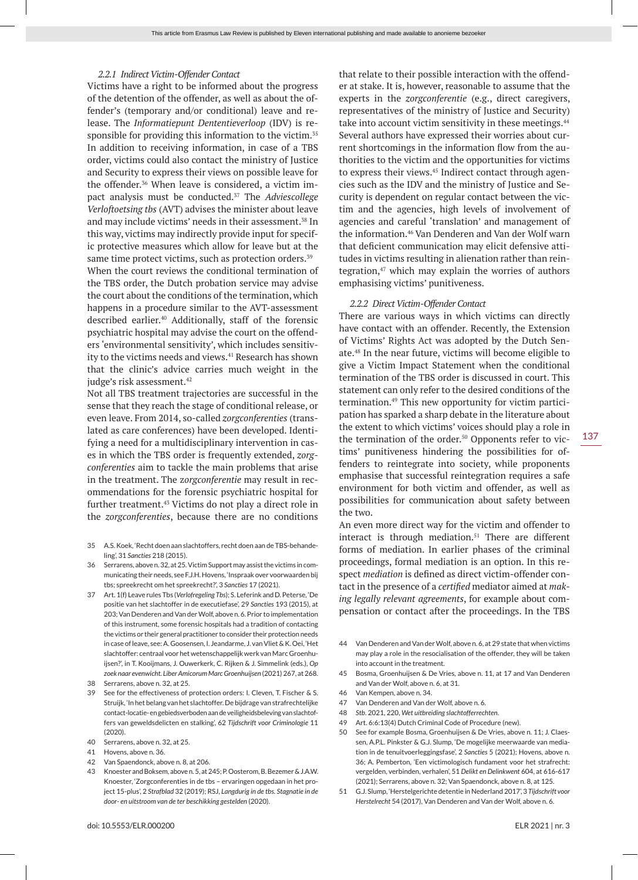#### 2.2.1 Indirect Victim-Offender Contact

Victims have a right to be informed about the progress of the detention of the offender, as well as about the offender's (temporary and/or conditional) leave and release. The *Informatiepunt Dententieverloop* (IDV) is responsible for providing this information to the victim.[35] In addition to receiving information, in case of a TBS order, victims could also contact the ministry of Justice and Security to express their views on possible leave for the offender.[36] When leave is considered, a victim impact analysis must be conducted.[37] The *Adviescollege Verloftoetsing tbs* (AVT) advises the minister about leave and may include victims' needs in their assessment.[38] In this way, victims may indirectly provide input for specific protective measures which allow for leave but at the same time protect victims, such as protection orders.[39]

When the court reviews the conditional termination of the TBS order, the Dutch probation service may advise the court about the conditions of the termination, which happens in a procedure similar to the AVT-assessment described earlier.[40] Additionally, staff of the forensic psychiatric hospital may advise the court on the offenders 'environmental sensitivity', which includes sensitivity to the victims needs and views.[41] Research has shown that the clinic's advice carries much weight in the judge's risk assessment.[42]

Not all TBS treatment trajectories are successful in the sense that they reach the stage of conditional release, or even leave. From 2014, so-called *zorgconferenties* (translated as care conferences) have been developed. Identifying a need for a multidisciplinary intervention in cases in which the TBS order is frequently extended, *zorgconferenties* aim to tackle the main problems that arise in the treatment. The *zorgconferentie* may result in recommendations for the forensic psychiatric hospital for further treatment.[43] Victims do not play a direct role in the *zorgconferenties*, because there are no conditions that relate to their possible interaction with the offender at stake. It is, however, reasonable to assume that the experts in the *zorgconferentie* (e.g., direct caregivers, representatives of the ministry of Justice and Security) take into account victim sensitivity in these meetings.[44] Several authors have expressed their worries about current shortcomings in the information flow from the authorities to the victim and the opportunities for victims to express their views.[45] Indirect contact through agencies such as the IDV and the ministry of Justice and Security is dependent on regular contact between the victim and the agencies, high levels of involvement of agencies and careful 'translation' and management of the information.[46] Van Denderen and Van der Wolf warn that deficient communication may elicit defensive attitudes in victims resulting in alienation rather than reintegration,[47] which may explain the worries of authors emphasising victims' punitiveness.

#### 2.2.2 Direct Victim-Offender Contact

There are various ways in which victims can directly have contact with an offender. Recently, the Extension of Victims' Rights Act was adopted by the Dutch Senate.[48] In the near future, victims will become eligible to give a Victim Impact Statement when the conditional termination of the TBS order is discussed in court. This statement can only refer to the desired conditions of the termination.[49] This new opportunity for victim participation has sparked a sharp debate in the literature about the extent to which victims' voices should play a role in the termination of the order.[50] Opponents refer to victims' punitiveness hindering the possibilities for offenders to reintegrate into society, while proponents emphasise that successful reintegration requires a safe environment for both victim and offender, as well as possibilities for communication about safety between the two.

An even more direct way for the victim and offender to interact is through mediation.[51] There are different forms of mediation. In earlier phases of the criminal proceedings, formal mediation is an option. In this respect *mediation* is defined as direct victim-offender contact in the presence of a *certified* mediator aimed at *making legally relevant agreements*, for example about compensation or contact after the proceedings. In the TBS

---

35 A.S. Koek, 'Recht doen aan slachtoffers, recht doen aan de TBS-behandeling', 31 *Sancties* 218 (2015).

36 Serrarens, above n. 32, at 25. Victim Support may assist the victims in communicating their needs, see F.J.H. Hovens, 'Inspraak over voorwaarden bij tbs; spreekrecht om het spreekrecht?', 3 *Sancties* 17 (2021).

37 Art. 1(f) Leave rules Tbs (*Verlofregeling Tbs*); S. Leferink and D. Peterse, 'De positie van het slachtoffer in de executiefase', 29 *Sancties* 193 (2015), at 203; Van Denderen and Van der Wolf, above n. 6. Prior to implementation of this instrument, some forensic hospitals had a tradition of contacting the victims or their general practitioner to consider their protection needs in case of leave, see: A. Goosensen, I. Jeandarme, J. van Vliet & K. Oei, 'Het slachtoffer: centraal voor het wetenschappelijk werk van Marc Groenhuijsen?', in T. Kooijmans, J. Ouwerkerk, C. Rijken & J. Simmelink (eds.), *Op zoek naar evenwicht. Liber Amicorum Marc Groenhuijsen* (2021) 267, at 268.

38 Serrarens, above n. 32, at 25.

39 See for the effectiveness of protection orders: I. Cleven, T. Fischer & S. Struijk, 'In het belang van het slachtoffer. De bijdrage van strafrechtelijke contact-locatie- en gebiedsverboden aan de veiligheidsbeleving van slachtoffers van geweldsdelicten en stalking', 62 *Tijdschrift voor Criminologie* 11 (2020).

40 Serrarens, above n. 32, at 25.

41 Hovens, above n. 36.

42 Van Spaendonck, above n. 8, at 206.

43 Knoester and Boksem, above n. 5, at 245; P. Oosterom, B. Bezemer & J.A.W. Knoester, 'Zorgconferenties in de tbs – ervaringen opgedaan in het project 15-plus', 2 *Strafblad* 32 (2019); RSJ, *Langdurig in de tbs. Stagnatie in de door- en uitstroom van de ter beschikking gestelden* (2020).

44 Van Denderen and Van der Wolf, above n. 6, at 29 state that when victims may play a role in the resocialisation of the offender, they will be taken into account in the treatment.

45 Bosma, Groenhuijsen & De Vries, above n. 11, at 17 and Van Denderen and Van der Wolf, above n. 6, at 31.

46 Van Kempen, above n. 34.

47 Van Denderen and Van der Wolf, above n. 6.

48 *Stb.* 2021, 220, *Wet uitbreiding slachtofferrechten*.

49 Art. 6:6:13(4) Dutch Criminal Code of Procedure (new).

50 See for example Bosma, Groenhuijsen & De Vries, above n. 11; J. Claessen, A.P.L. Pinkster & G.J. Slump, 'De mogelijke meerwaarde van mediation in de tenuitvoerleggingsfase', 2 *Sancties* 5 (2021); Hovens, above n. 36; A. Pemberton, 'Een victimologisch fundament voor het strafrecht: vergelden, verbinden, verhalen', 51 *Delikt en Delinkwent* 604, at 616-617 (2021); Serrarens, above n. 32; Van Spaendonck, above n. 8, at 125.

51 G.J. Slump, 'Herstelgerichte detentie in Nederland 2017', 3 *Tijdschrift voor Herstelrecht* 54 (2017), Van Denderen and Van der Wolf, above n. 6.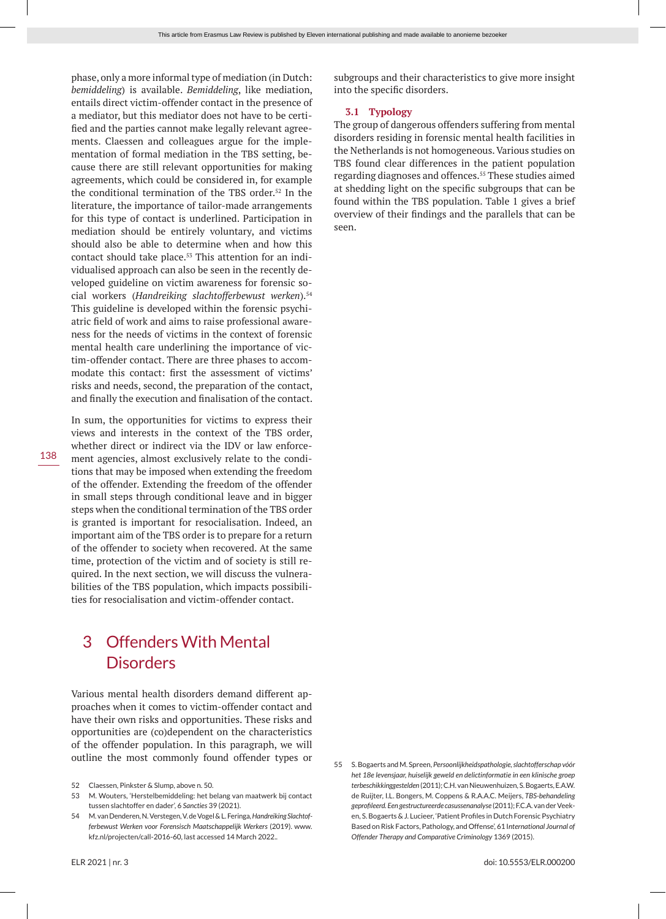phase, only a more informal type of mediation (in Dutch: *bemiddeling*) is available. *Bemiddeling*, like mediation, entails direct victim-offender contact in the presence of a mediator, but this mediator does not have to be certified and the parties cannot make legally relevant agreements. Claessen and colleagues argue for the implementation of formal mediation in the TBS setting, because there are still relevant opportunities for making agreements, which could be considered in, for example the conditional termination of the TBS order.[52] In the literature, the importance of tailor-made arrangements for this type of contact is underlined. Participation in mediation should be entirely voluntary, and victims should also be able to determine when and how this contact should take place.[53] This attention for an individualised approach can also be seen in the recently developed guideline on victim awareness for forensic social workers (*Handreiking slachtofferbewust werken*).[54] This guideline is developed within the forensic psychiatric field of work and aims to raise professional awareness for the needs of victims in the context of forensic mental health care underlining the importance of victim-offender contact. There are three phases to accommodate this contact: first the assessment of victims' risks and needs, second, the preparation of the contact, and finally the execution and finalisation of the contact.

In sum, the opportunities for victims to express their views and interests in the context of the TBS order, whether direct or indirect via the IDV or law enforcement agencies, almost exclusively relate to the conditions that may be imposed when extending the freedom of the offender. Extending the freedom of the offender in small steps through conditional leave and in bigger steps when the conditional termination of the TBS order is granted is important for resocialisation. Indeed, an important aim of the TBS order is to prepare for a return of the offender to society when recovered. At the same time, protection of the victim and of society is still required. In the next section, we will discuss the vulnerabilities of the TBS population, which impacts possibilities for resocialisation and victim-offender contact.

# 3 Offenders With Mental Disorders

Various mental health disorders demand different approaches when it comes to victim-offender contact and have their own risks and opportunities. These risks and opportunities are (co)dependent on the characteristics of the offender population. In this paragraph, we will outline the most commonly found offender types or subgroups and their characteristics to give more insight into the specific disorders.

## 3.1 Typology

The group of dangerous offenders suffering from mental disorders residing in forensic mental health facilities in the Netherlands is not homogeneous. Various studies on TBS found clear differences in the patient population regarding diagnoses and offences.[55] These studies aimed at shedding light on the specific subgroups that can be found within the TBS population. Table 1 gives a brief overview of their findings and the parallels that can be seen.

---

52 Claessen, Pinkster & Slump, above n. 50.

53 M. Wouters, 'Herstelbemiddeling: het belang van maatwerk bij contact tussen slachtoffer en dader', 6 *Sancties* 39 (2021).

54 M. van Denderen, N. Verstegen, V. de Vogel & L. Feringa, *Handreiking Slachtofferbewust Werken voor Forensisch Maatschappelijk Werkers* (2019). www.kfz.nl/projecten/call-2016-60, last accessed 14 March 2022..

55 S. Bogaerts and M. Spreen, *Persoonlijkheidspathologie, slachtofferschap vóór het 18e levensjaar, huiselijk geweld en delictinformatie in een klinische groep terbeschikkinggestelden* (2011); C.H. van Nieuwenhuizen, S. Bogaerts, E.A.W. de Ruijter, I.L. Bongers, M. Coppens & R.A.A.C. Meijers, *TBS-behandeling geprofileerd. Een gestructureerde casussenanalyse* (2011); F.C.A. van der Veeken, S. Bogaerts & J. Lucieer, 'Patient Profiles in Dutch Forensic Psychiatry Based on Risk Factors, Pathology, and Offense', 61 *International Journal of Offender Therapy and Comparative Criminology* 1369 (2015).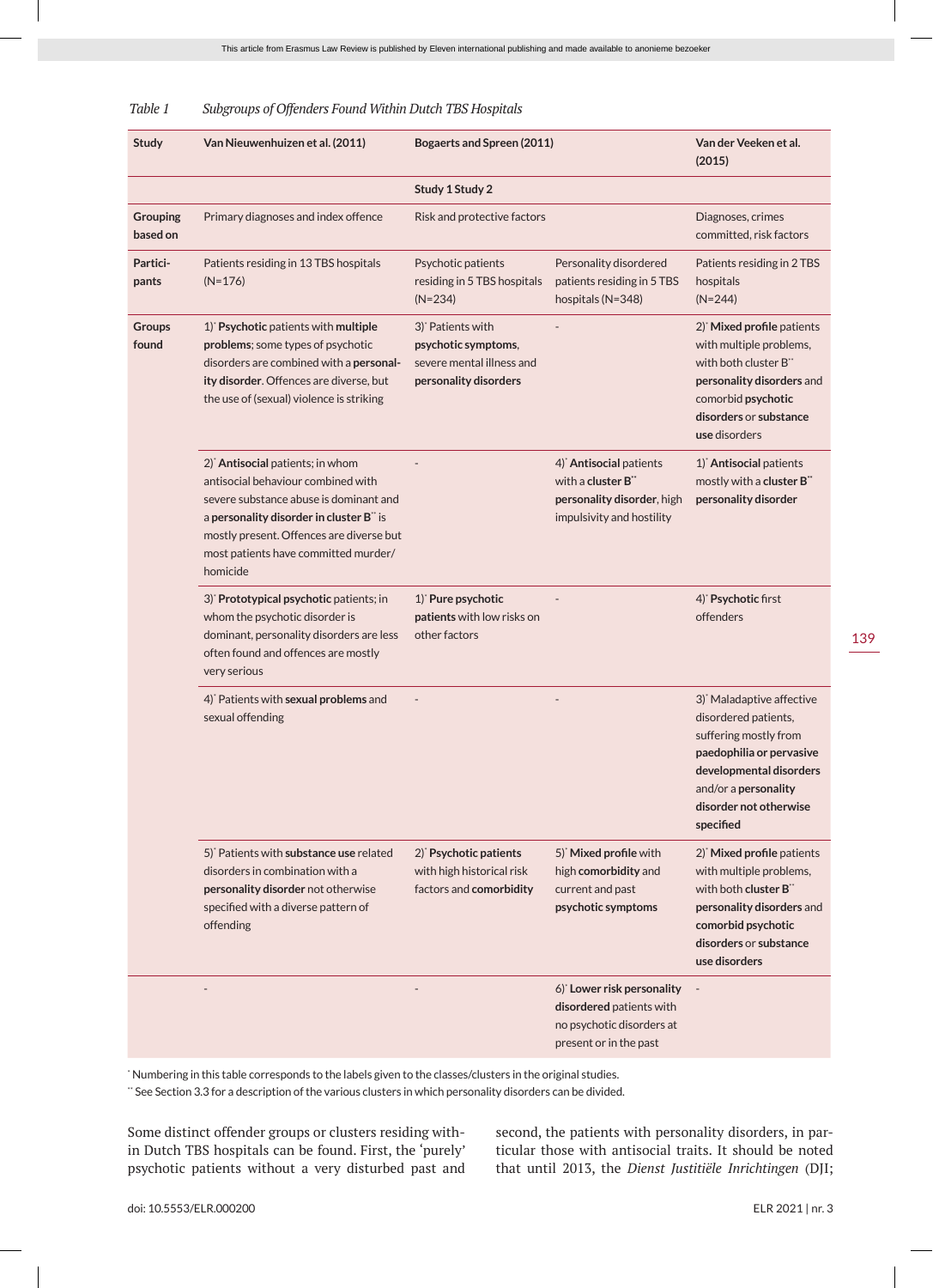*Table 1 Subgroups of Offenders Found Within Dutch TBS Hospitals*

| Study | Van Nieuwenhuizen et al. (2011) | Bogaerts and Spreen (2011) | | Van der Veeken et al. (2015) |
|---|---|---|---|---|
| | | Study 1 | Study 2 | |
| **Grouping based on** | Primary diagnoses and index offence | Risk and protective factors | | Diagnoses, crimes committed, risk factors |
| **Partici-pants** | Patients residing in 13 TBS hospitals (N=176) | Psychotic patients residing in 5 TBS hospitals (N=234) | Personality disordered patients residing in 5 TBS hospitals (N=348) | Patients residing in 2 TBS hospitals (N=244) |
| **Groups found** | 1)* **Psychotic** patients with **multiple problems**; some types of psychotic disorders are combined with a **personality disorder**. Offences are diverse, but the use of (sexual) violence is striking | 3)* Patients with **psychotic symptoms**, severe mental illness and **personality disorders** | - | 2)* **Mixed profile** patients with multiple problems, with both cluster B** **personality disorders** and comorbid **psychotic disorders** or **substance use** disorders |
| | 2)* **Antisocial** patients; in whom antisocial behaviour combined with severe substance abuse is dominant and a **personality disorder in cluster B**** is mostly present. Offences are diverse but most patients have committed murder/homicide | - | 4)* **Antisocial** patients with a **cluster B**** **personality disorder**, high impulsivity and hostility | 1)* **Antisocial** patients mostly with a **cluster B**** **personality disorder** |
| | 3)* **Prototypical psychotic** patients; in whom the psychotic disorder is dominant, personality disorders are less often found and offences are mostly very serious | 1)* **Pure psychotic patients** with low risks on other factors | - | 4)* **Psychotic** first offenders |
| | 4)* Patients with **sexual problems** and sexual offending | - | - | 3)* Maladaptive affective disordered patients, suffering mostly from **paedophilia or pervasive developmental disorders** and/or a **personality disorder not otherwise specified** |
| | 5)* Patients with **substance use** related disorders in combination with a **personality disorder** not otherwise specified with a diverse pattern of offending | 2)* **Psychotic patients** with high historical risk factors and **comorbidity** | 5)* **Mixed profile** with high **comorbidity** and current and past **psychotic symptoms** | 2)* **Mixed profile** patients with multiple problems, with both **cluster B**** **personality disorders** and **comorbid psychotic disorders** or **substance use disorders** |
| | - | - | 6)* **Lower risk personality disordered** patients with no psychotic disorders at present or in the past | - |

\* Numbering in this table corresponds to the labels given to the classes/clusters in the original studies.
\** See Section 3.3 for a description of the various clusters in which personality disorders can be divided.

Some distinct offender groups or clusters residing within Dutch TBS hospitals can be found. First, the 'purely' psychotic patients without a very disturbed past and second, the patients with personality disorders, in particular those with antisocial traits. It should be noted that until 2013, the *Dienst Justitiële Inrichtingen* (DJI;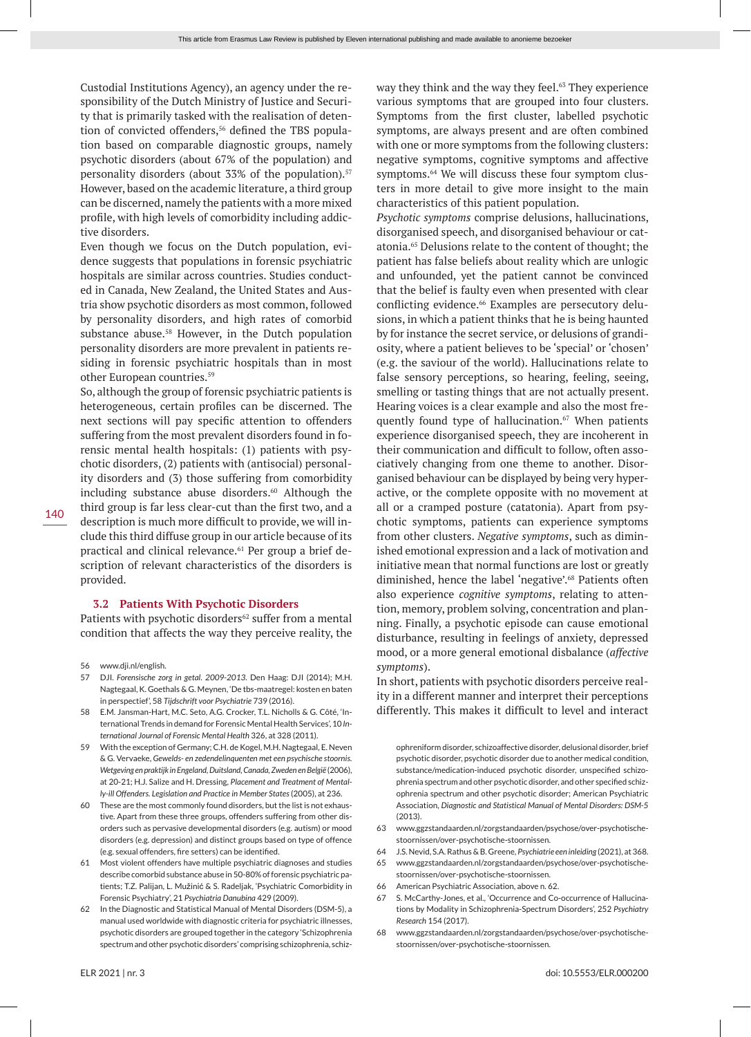Custodial Institutions Agency), an agency under the responsibility of the Dutch Ministry of Justice and Security that is primarily tasked with the realisation of detention of convicted offenders,[56] defined the TBS population based on comparable diagnostic groups, namely psychotic disorders (about 67% of the population) and personality disorders (about 33% of the population).[57] However, based on the academic literature, a third group can be discerned, namely the patients with a more mixed profile, with high levels of comorbidity including addictive disorders.

Even though we focus on the Dutch population, evidence suggests that populations in forensic psychiatric hospitals are similar across countries. Studies conducted in Canada, New Zealand, the United States and Austria show psychotic disorders as most common, followed by personality disorders, and high rates of comorbid substance abuse.[58] However, in the Dutch population personality disorders are more prevalent in patients residing in forensic psychiatric hospitals than in most other European countries.[59]

So, although the group of forensic psychiatric patients is heterogeneous, certain profiles can be discerned. The next sections will pay specific attention to offenders suffering from the most prevalent disorders found in forensic mental health hospitals: (1) patients with psychotic disorders, (2) patients with (antisocial) personality disorders and (3) those suffering from comorbidity including substance abuse disorders.[60] Although the third group is far less clear-cut than the first two, and a description is much more difficult to provide, we will include this third diffuse group in our article because of its practical and clinical relevance.[61] Per group a brief description of relevant characteristics of the disorders is provided.

### 3.2 Patients With Psychotic Disorders

Patients with psychotic disorders[62] suffer from a mental condition that affects the way they perceive reality, the way they think and the way they feel.[63] They experience various symptoms that are grouped into four clusters. Symptoms from the first cluster, labelled psychotic symptoms, are always present and are often combined with one or more symptoms from the following clusters: negative symptoms, cognitive symptoms and affective symptoms.[64] We will discuss these four symptom clusters in more detail to give more insight to the main characteristics of this patient population.

*Psychotic symptoms* comprise delusions, hallucinations, disorganised speech, and disorganised behaviour or catatonia.[65] Delusions relate to the content of thought; the patient has false beliefs about reality which are unlogic and unfounded, yet the patient cannot be convinced that the belief is faulty even when presented with clear conflicting evidence.[66] Examples are persecutory delusions, in which a patient thinks that he is being haunted by for instance the secret service, or delusions of grandiosity, where a patient believes to be 'special' or 'chosen' (e.g. the saviour of the world). Hallucinations relate to false sensory perceptions, so hearing, feeling, seeing, smelling or tasting things that are not actually present. Hearing voices is a clear example and also the most frequently found type of hallucination.[67] When patients experience disorganised speech, they are incoherent in their communication and difficult to follow, often associatively changing from one theme to another. Disorganised behaviour can be displayed by being very hyperactive, or the complete opposite with no movement at all or a cramped posture (catatonia). Apart from psychotic symptoms, patients can experience symptoms from other clusters. *Negative symptoms*, such as diminished emotional expression and a lack of motivation and initiative mean that normal functions are lost or greatly diminished, hence the label 'negative'.[68] Patients often also experience *cognitive symptoms*, relating to attention, memory, problem solving, concentration and planning. Finally, a psychotic episode can cause emotional disturbance, resulting in feelings of anxiety, depressed mood, or a more general emotional disbalance (*affective symptoms*).

In short, patients with psychotic disorders perceive reality in a different manner and interpret their perceptions differently. This makes it difficult to level and interact

---

56 www.dji.nl/english.

57 DJI. *Forensische zorg in getal. 2009-2013.* Den Haag: DJI (2014); M.H. Nagtegaal, K. Goethals & G. Meynen, 'De tbs-maatregel: kosten en baten in perspectief', 58 *Tijdschrift voor Psychiatrie* 739 (2016).

58 E.M. Jansman-Hart, M.C. Seto, A.G. Crocker, T.L. Nicholls & G. Côté, 'International Trends in demand for Forensic Mental Health Services', 10 *International Journal of Forensic Mental Health* 326, at 328 (2011).

59 With the exception of Germany; C.H. de Kogel, M.H. Nagtegaal, E. Neven & G. Vervaeke, *Gewelds- en zedendelinquenten met een psychische stoornis. Wetgeving en praktijk in Engeland, Duitsland, Canada, Zweden en België* (2006), at 20-21; H.J. Salize and H. Dressing, *Placement and Treatment of Mentally-ill Offenders. Legislation and Practice in Member States* (2005), at 236.

60 These are the most commonly found disorders, but the list is not exhaustive. Apart from these three groups, offenders suffering from other disorders such as pervasive developmental disorders (e.g. autism) or mood disorders (e.g. depression) and distinct groups based on type of offence (e.g. sexual offenders, fire setters) can be identified.

61 Most violent offenders have multiple psychiatric diagnoses and studies describe comorbid substance abuse in 50-80% of forensic psychiatric patients; T.Z. Palijan, L. Mužinić & S. Radeljak, 'Psychiatric Comorbidity in Forensic Psychiatry', 21 *Psychiatria Danubina* 429 (2009).

62 In the Diagnostic and Statistical Manual of Mental Disorders (DSM-5), a manual used worldwide with diagnostic criteria for psychiatric illnesses, psychotic disorders are grouped together in the category 'Schizophrenia spectrum and other psychotic disorders' comprising schizophrenia, schizophreniform disorder, schizoaffective disorder, delusional disorder, brief psychotic disorder, psychotic disorder due to another medical condition, substance/medication-induced psychotic disorder, unspecified schizophrenia spectrum and other psychotic disorder, and other specified schizophrenia spectrum and other psychotic disorder; American Psychiatric Association, *Diagnostic and Statistical Manual of Mental Disorders: DSM-5* (2013).

63 www.ggzstandaarden.nl/zorgstandaarden/psychose/over-psychotische-stoornissen/over-psychotische-stoornissen.

64 J.S. Nevid, S.A. Rathus & B. Greene, *Psychiatrie een inleiding* (2021), at 368.

65 www.ggzstandaarden.nl/zorgstandaarden/psychose/over-psychotische-stoornissen/over-psychotische-stoornissen.

66 American Psychiatric Association, above n. 62.

67 S. McCarthy-Jones, et al., 'Occurrence and Co-occurrence of Hallucinations by Modality in Schizophrenia-Spectrum Disorders', 252 *Psychiatry Research* 154 (2017).

68 www.ggzstandaarden.nl/zorgstandaarden/psychose/over-psychotische-stoornissen/over-psychotische-stoornissen.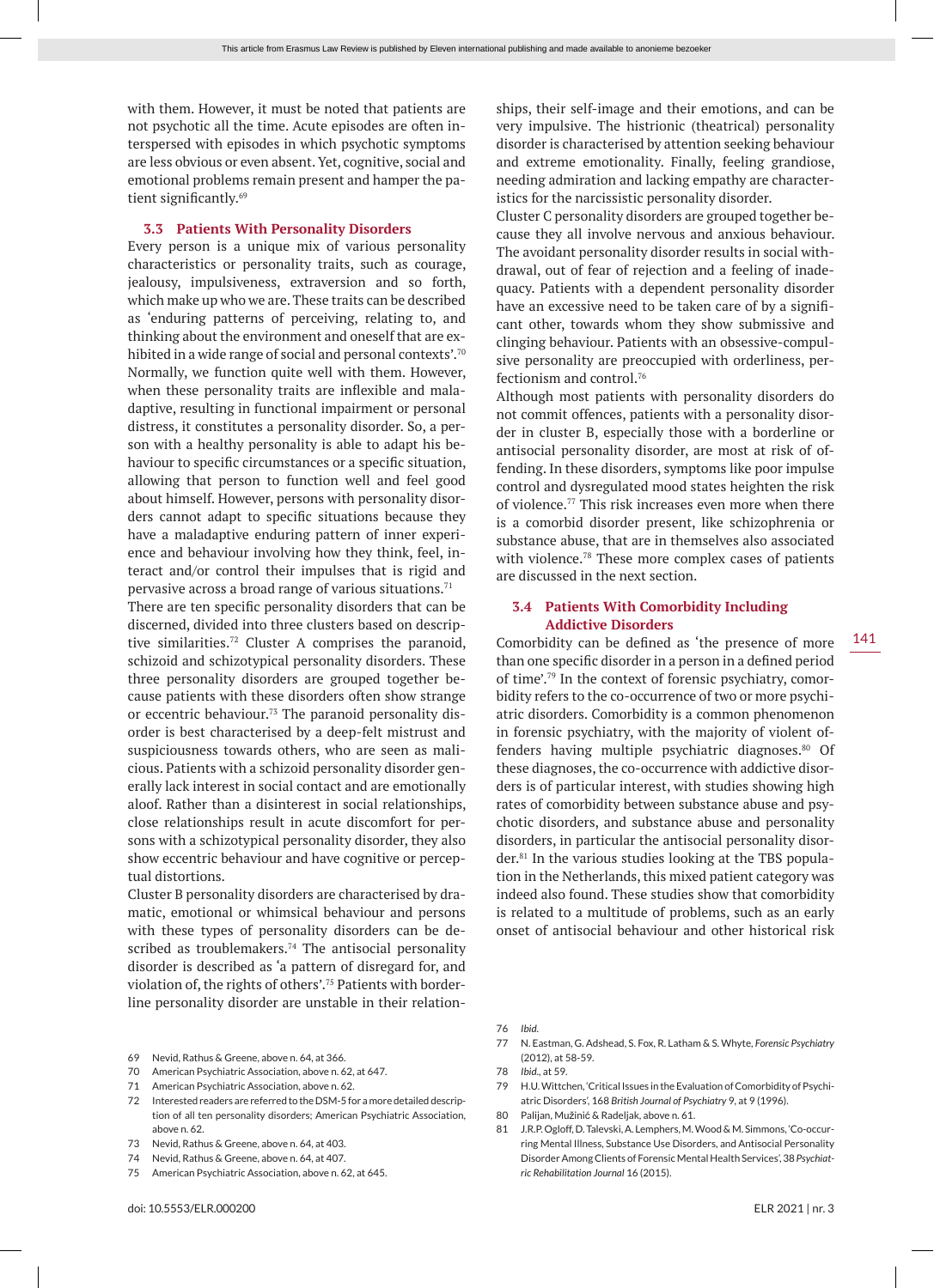with them. However, it must be noted that patients are not psychotic all the time. Acute episodes are often interspersed with episodes in which psychotic symptoms are less obvious or even absent. Yet, cognitive, social and emotional problems remain present and hamper the patient significantly.[69]

### 3.3 Patients With Personality Disorders

Every person is a unique mix of various personality characteristics or personality traits, such as courage, jealousy, impulsiveness, extraversion and so forth, which make up who we are. These traits can be described as 'enduring patterns of perceiving, relating to, and thinking about the environment and oneself that are exhibited in a wide range of social and personal contexts'.[70] Normally, we function quite well with them. However, when these personality traits are inflexible and maladaptive, resulting in functional impairment or personal distress, it constitutes a personality disorder. So, a person with a healthy personality is able to adapt his behaviour to specific circumstances or a specific situation, allowing that person to function well and feel good about himself. However, persons with personality disorders cannot adapt to specific situations because they have a maladaptive enduring pattern of inner experience and behaviour involving how they think, feel, interact and/or control their impulses that is rigid and pervasive across a broad range of various situations.[71]

There are ten specific personality disorders that can be discerned, divided into three clusters based on descriptive similarities.[72] Cluster A comprises the paranoid, schizoid and schizotypical personality disorders. These three personality disorders are grouped together because patients with these disorders often show strange or eccentric behaviour.[73] The paranoid personality disorder is best characterised by a deep-felt mistrust and suspiciousness towards others, who are seen as malicious. Patients with a schizoid personality disorder generally lack interest in social contact and are emotionally aloof. Rather than a disinterest in social relationships, close relationships result in acute discomfort for persons with a schizotypical personality disorder, they also show eccentric behaviour and have cognitive or perceptual distortions.

Cluster B personality disorders are characterised by dramatic, emotional or whimsical behaviour and persons with these types of personality disorders can be described as troublemakers.[74] The antisocial personality disorder is described as 'a pattern of disregard for, and violation of, the rights of others'.[75] Patients with borderline personality disorder are unstable in their relationships, their self-image and their emotions, and can be very impulsive. The histrionic (theatrical) personality disorder is characterised by attention seeking behaviour and extreme emotionality. Finally, feeling grandiose, needing admiration and lacking empathy are characteristics for the narcissistic personality disorder.

Cluster C personality disorders are grouped together because they all involve nervous and anxious behaviour. The avoidant personality disorder results in social withdrawal, out of fear of rejection and a feeling of inadequacy. Patients with a dependent personality disorder have an excessive need to be taken care of by a significant other, towards whom they show submissive and clinging behaviour. Patients with an obsessive-compulsive personality are preoccupied with orderliness, perfectionism and control.[76]

Although most patients with personality disorders do not commit offences, patients with a personality disorder in cluster B, especially those with a borderline or antisocial personality disorder, are most at risk of offending. In these disorders, symptoms like poor impulse control and dysregulated mood states heighten the risk of violence.[77] This risk increases even more when there is a comorbid disorder present, like schizophrenia or substance abuse, that are in themselves also associated with violence.[78] These more complex cases of patients are discussed in the next section.

### 3.4 Patients With Comorbidity Including Addictive Disorders

Comorbidity can be defined as 'the presence of more than one specific disorder in a person in a defined period of time'.[79] In the context of forensic psychiatry, comorbidity refers to the co-occurrence of two or more psychiatric disorders. Comorbidity is a common phenomenon in forensic psychiatry, with the majority of violent offenders having multiple psychiatric diagnoses.[80] Of these diagnoses, the co-occurrence with addictive disorders is of particular interest, with studies showing high rates of comorbidity between substance abuse and psychotic disorders, and substance abuse and personality disorders, in particular the antisocial personality disorder.[81] In the various studies looking at the TBS population in the Netherlands, this mixed patient category was indeed also found. These studies show that comorbidity is related to a multitude of problems, such as an early onset of antisocial behaviour and other historical risk

---

69 Nevid, Rathus & Greene, above n. 64, at 366.

70 American Psychiatric Association, above n. 62, at 647.

71 American Psychiatric Association, above n. 62.

72 Interested readers are referred to the DSM-5 for a more detailed description of all ten personality disorders; American Psychiatric Association, above n. 62.

73 Nevid, Rathus & Greene, above n. 64, at 403.

74 Nevid, Rathus & Greene, above n. 64, at 407.

75 American Psychiatric Association, above n. 62, at 645.

76 *Ibid.*

77 N. Eastman, G. Adshead, S. Fox, R. Latham & S. Whyte, *Forensic Psychiatry* (2012), at 58-59.

78 *Ibid.*, at 59.

79 H.U. Wittchen, 'Critical Issues in the Evaluation of Comorbidity of Psychiatric Disorders', 168 *British Journal of Psychiatry* 9, at 9 (1996).

80 Palijan, Mužinić & Radeljak, above n. 61.

81 J.R.P. Ogloff, D. Talevski, A. Lemphers, M. Wood & M. Simmons, 'Co-occurring Mental Illness, Substance Use Disorders, and Antisocial Personality Disorder Among Clients of Forensic Mental Health Services', 38 *Psychiatric Rehabilitation Journal* 16 (2015).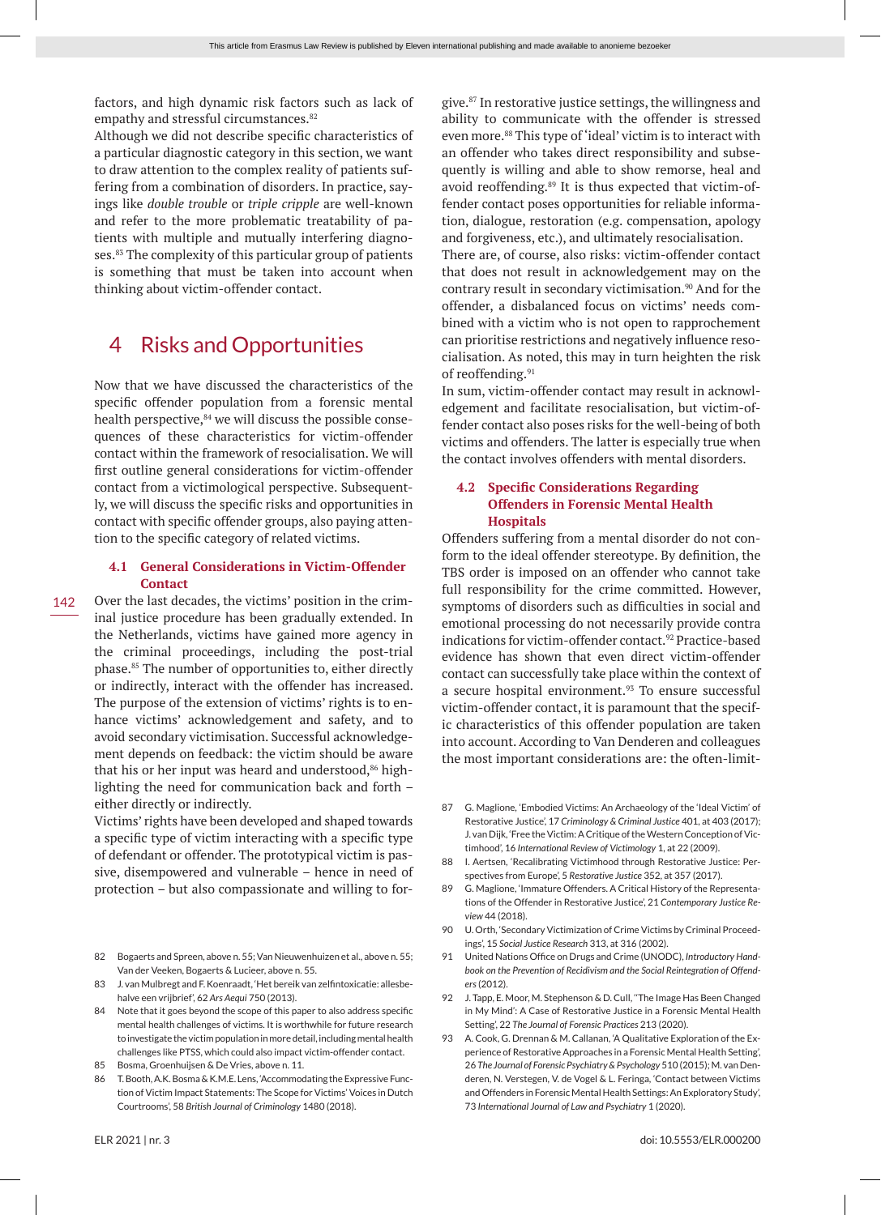factors, and high dynamic risk factors such as lack of empathy and stressful circumstances.[82]

Although we did not describe specific characteristics of a particular diagnostic category in this section, we want to draw attention to the complex reality of patients suffering from a combination of disorders. In practice, sayings like *double trouble* or *triple cripple* are well-known and refer to the more problematic treatability of patients with multiple and mutually interfering diagnoses.[83] The complexity of this particular group of patients is something that must be taken into account when thinking about victim-offender contact.

# 4 Risks and Opportunities

Now that we have discussed the characteristics of the specific offender population from a forensic mental health perspective,[84] we will discuss the possible consequences of these characteristics for victim-offender contact within the framework of resocialisation. We will first outline general considerations for victim-offender contact from a victimological perspective. Subsequently, we will discuss the specific risks and opportunities in contact with specific offender groups, also paying attention to the specific category of related victims.

## 4.1 General Considerations in Victim-Offender Contact

Over the last decades, the victims' position in the criminal justice procedure has been gradually extended. In the Netherlands, victims have gained more agency in the criminal proceedings, including the post-trial phase.[85] The number of opportunities to, either directly or indirectly, interact with the offender has increased. The purpose of the extension of victims' rights is to enhance victims' acknowledgement and safety, and to avoid secondary victimisation. Successful acknowledgement depends on feedback: the victim should be aware that his or her input was heard and understood,[86] highlighting the need for communication back and forth – either directly or indirectly.

Victims' rights have been developed and shaped towards a specific type of victim interacting with a specific type of defendant or offender. The prototypical victim is passive, disempowered and vulnerable – hence in need of protection – but also compassionate and willing to forgive.[87] In restorative justice settings, the willingness and ability to communicate with the offender is stressed even more.[88] This type of 'ideal' victim is to interact with an offender who takes direct responsibility and subsequently is willing and able to show remorse, heal and avoid reoffending.[89] It is thus expected that victim-offender contact poses opportunities for reliable information, dialogue, restoration (e.g. compensation, apology and forgiveness, etc.), and ultimately resocialisation.

There are, of course, also risks: victim-offender contact that does not result in acknowledgement may on the contrary result in secondary victimisation.[90] And for the offender, a disbalanced focus on victims' needs combined with a victim who is not open to rapprochement can prioritise restrictions and negatively influence resocialisation. As noted, this may in turn heighten the risk of reoffending.[91]

In sum, victim-offender contact may result in acknowledgement and facilitate resocialisation, but victim-offender contact also poses risks for the well-being of both victims and offenders. The latter is especially true when the contact involves offenders with mental disorders.

## 4.2 Specific Considerations Regarding Offenders in Forensic Mental Health Hospitals

Offenders suffering from a mental disorder do not conform to the ideal offender stereotype. By definition, the TBS order is imposed on an offender who cannot take full responsibility for the crime committed. However, symptoms of disorders such as difficulties in social and emotional processing do not necessarily provide contra indications for victim-offender contact.[92] Practice-based evidence has shown that even direct victim-offender contact can successfully take place within the context of a secure hospital environment.[93] To ensure successful victim-offender contact, it is paramount that the specific characteristics of this offender population are taken into account. According to Van Denderen and colleagues the most important considerations are: the often-limit-

---

82 Bogaerts and Spreen, above n. 55; Van Nieuwenhuizen et al., above n. 55; Van der Veeken, Bogaerts & Lucieer, above n. 55.

83 J. van Mulbregt and F. Koenraadt, 'Het bereik van zelfintoxicatie: allesbehalve een vrijbrief', 62 *Ars Aequi* 750 (2013).

84 Note that it goes beyond the scope of this paper to also address specific mental health challenges of victims. It is worthwhile for future research to investigate the victim population in more detail, including mental health challenges like PTSS, which could also impact victim-offender contact.

85 Bosma, Groenhuijsen & De Vries, above n. 11.

86 T. Booth, A.K. Bosma & K.M.E. Lens, 'Accommodating the Expressive Function of Victim Impact Statements: The Scope for Victims' Voices in Dutch Courtrooms', 58 *British Journal of Criminology* 1480 (2018).

87 G. Maglione, 'Embodied Victims: An Archaeology of the 'Ideal Victim' of Restorative Justice', 17 *Criminology & Criminal Justice* 401, at 403 (2017); J. van Dijk, 'Free the Victim: A Critique of the Western Conception of Victimhood', 16 *International Review of Victimology* 1, at 22 (2009).

88 I. Aertsen, 'Recalibrating Victimhood through Restorative Justice: Perspectives from Europe', 5 *Restorative Justice* 352, at 357 (2017).

89 G. Maglione, 'Immature Offenders. A Critical History of the Representations of the Offender in Restorative Justice', 21 *Contemporary Justice Review* 44 (2018).

90 U. Orth, 'Secondary Victimization of Crime Victims by Criminal Proceedings', 15 *Social Justice Research* 313, at 316 (2002).

91 United Nations Office on Drugs and Crime (UNODC), *Introductory Handbook on the Prevention of Recidivism and the Social Reintegration of Offenders* (2012).

92 J. Tapp, E. Moor, M. Stephenson & D. Cull, '"The Image Has Been Changed in My Mind': A Case of Restorative Justice in a Forensic Mental Health Setting', 22 *The Journal of Forensic Practices* 213 (2020).

93 A. Cook, G. Drennan & M. Callanan, 'A Qualitative Exploration of the Experience of Restorative Approaches in a Forensic Mental Health Setting', 26 *The Journal of Forensic Psychiatry & Psychology* 510 (2015); M. van Denderen, N. Verstegen, V. de Vogel & L. Feringa, 'Contact between Victims and Offenders in Forensic Mental Health Settings: An Exploratory Study', 73 *International Journal of Law and Psychiatry* 1 (2020).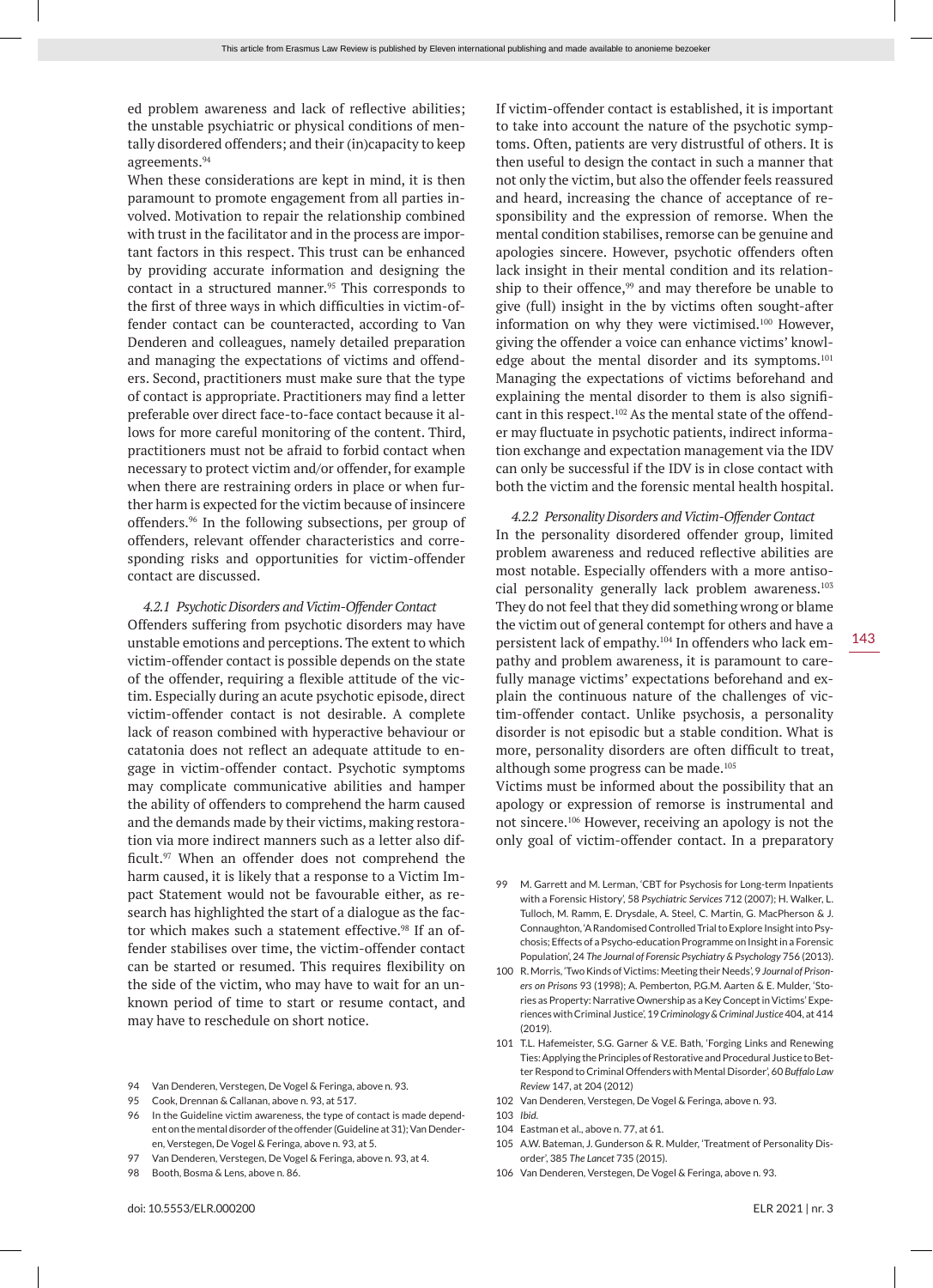ed problem awareness and lack of reflective abilities; the unstable psychiatric or physical conditions of mentally disordered offenders; and their (in)capacity to keep agreements.[94]

When these considerations are kept in mind, it is then paramount to promote engagement from all parties involved. Motivation to repair the relationship combined with trust in the facilitator and in the process are important factors in this respect. This trust can be enhanced by providing accurate information and designing the contact in a structured manner.[95] This corresponds to the first of three ways in which difficulties in victim-offender contact can be counteracted, according to Van Denderen and colleagues, namely detailed preparation and managing the expectations of victims and offenders. Second, practitioners must make sure that the type of contact is appropriate. Practitioners may find a letter preferable over direct face-to-face contact because it allows for more careful monitoring of the content. Third, practitioners must not be afraid to forbid contact when necessary to protect victim and/or offender, for example when there are restraining orders in place or when further harm is expected for the victim because of insincere offenders.[96] In the following subsections, per group of offenders, relevant offender characteristics and corresponding risks and opportunities for victim-offender contact are discussed.

#### 4.2.1 Psychotic Disorders and Victim-Offender Contact

Offenders suffering from psychotic disorders may have unstable emotions and perceptions. The extent to which victim-offender contact is possible depends on the state of the offender, requiring a flexible attitude of the victim. Especially during an acute psychotic episode, direct victim-offender contact is not desirable. A complete lack of reason combined with hyperactive behaviour or catatonia does not reflect an adequate attitude to engage in victim-offender contact. Psychotic symptoms may complicate communicative abilities and hamper the ability of offenders to comprehend the harm caused and the demands made by their victims, making restoration via more indirect manners such as a letter also difficult.[97] When an offender does not comprehend the harm caused, it is likely that a response to a Victim Impact Statement would not be favourable either, as research has highlighted the start of a dialogue as the factor which makes such a statement effective.[98] If an offender stabilises over time, the victim-offender contact can be started or resumed. This requires flexibility on the side of the victim, who may have to wait for an unknown period of time to start or resume contact, and may have to reschedule on short notice.

If victim-offender contact is established, it is important to take into account the nature of the psychotic symptoms. Often, patients are very distrustful of others. It is then useful to design the contact in such a manner that not only the victim, but also the offender feels reassured and heard, increasing the chance of acceptance of responsibility and the expression of remorse. When the mental condition stabilises, remorse can be genuine and apologies sincere. However, psychotic offenders often lack insight in their mental condition and its relationship to their offence,[99] and may therefore be unable to give (full) insight in the by victims often sought-after information on why they were victimised.[100] However, giving the offender a voice can enhance victims' knowledge about the mental disorder and its symptoms.[101] Managing the expectations of victims beforehand and explaining the mental disorder to them is also significant in this respect.[102] As the mental state of the offender may fluctuate in psychotic patients, indirect information exchange and expectation management via the IDV can only be successful if the IDV is in close contact with both the victim and the forensic mental health hospital.

#### 4.2.2 Personality Disorders and Victim-Offender Contact

In the personality disordered offender group, limited problem awareness and reduced reflective abilities are most notable. Especially offenders with a more antisocial personality generally lack problem awareness.[103] They do not feel that they did something wrong or blame the victim out of general contempt for others and have a persistent lack of empathy.[104] In offenders who lack empathy and problem awareness, it is paramount to carefully manage victims' expectations beforehand and explain the continuous nature of the challenges of victim-offender contact. Unlike psychosis, a personality disorder is not episodic but a stable condition. What is more, personality disorders are often difficult to treat, although some progress can be made.[105]

Victims must be informed about the possibility that an apology or expression of remorse is instrumental and not sincere.[106] However, receiving an apology is not the only goal of victim-offender contact. In a preparatory

---

94 Van Denderen, Verstegen, De Vogel & Feringa, above n. 93.

95 Cook, Drennan & Callanan, above n. 93, at 517.

96 In the Guideline victim awareness, the type of contact is made dependent on the mental disorder of the offender (Guideline at 31); Van Denderen, Verstegen, De Vogel & Feringa, above n. 93, at 5.

97 Van Denderen, Verstegen, De Vogel & Feringa, above n. 93, at 4.

98 Booth, Bosma & Lens, above n. 86.

99 M. Garrett and M. Lerman, 'CBT for Psychosis for Long-term Inpatients with a Forensic History', 58 *Psychiatric Services* 712 (2007); H. Walker, L. Tulloch, M. Ramm, E. Drysdale, A. Steel, C. Martin, G. MacPherson & J. Connaughton, 'A Randomised Controlled Trial to Explore Insight into Psychosis; Effects of a Psycho-education Programme on Insight in a Forensic Population', 24 *The Journal of Forensic Psychiatry & Psychology* 756 (2013).

100 R. Morris, 'Two Kinds of Victims: Meeting their Needs', 9 *Journal of Prisoners on Prisons* 93 (1998); A. Pemberton, P.G.M. Aarten & E. Mulder, 'Stories as Property: Narrative Ownership as a Key Concept in Victims' Experiences with Criminal Justice', 19 *Criminology & Criminal Justice* 404, at 414 (2019).

101 T.L. Hafemeister, S.G. Garner & V.E. Bath, 'Forging Links and Renewing Ties: Applying the Principles of Restorative and Procedural Justice to Better Respond to Criminal Offenders with Mental Disorder', 60 *Buffalo Law Review* 147, at 204 (2012)

102 Van Denderen, Verstegen, De Vogel & Feringa, above n. 93.

103 *Ibid.*

104 Eastman et al., above n. 77, at 61.

105 A.W. Bateman, J. Gunderson & R. Mulder, 'Treatment of Personality Disorder', 385 *The Lancet* 735 (2015).

106 Van Denderen, Verstegen, De Vogel & Feringa, above n. 93.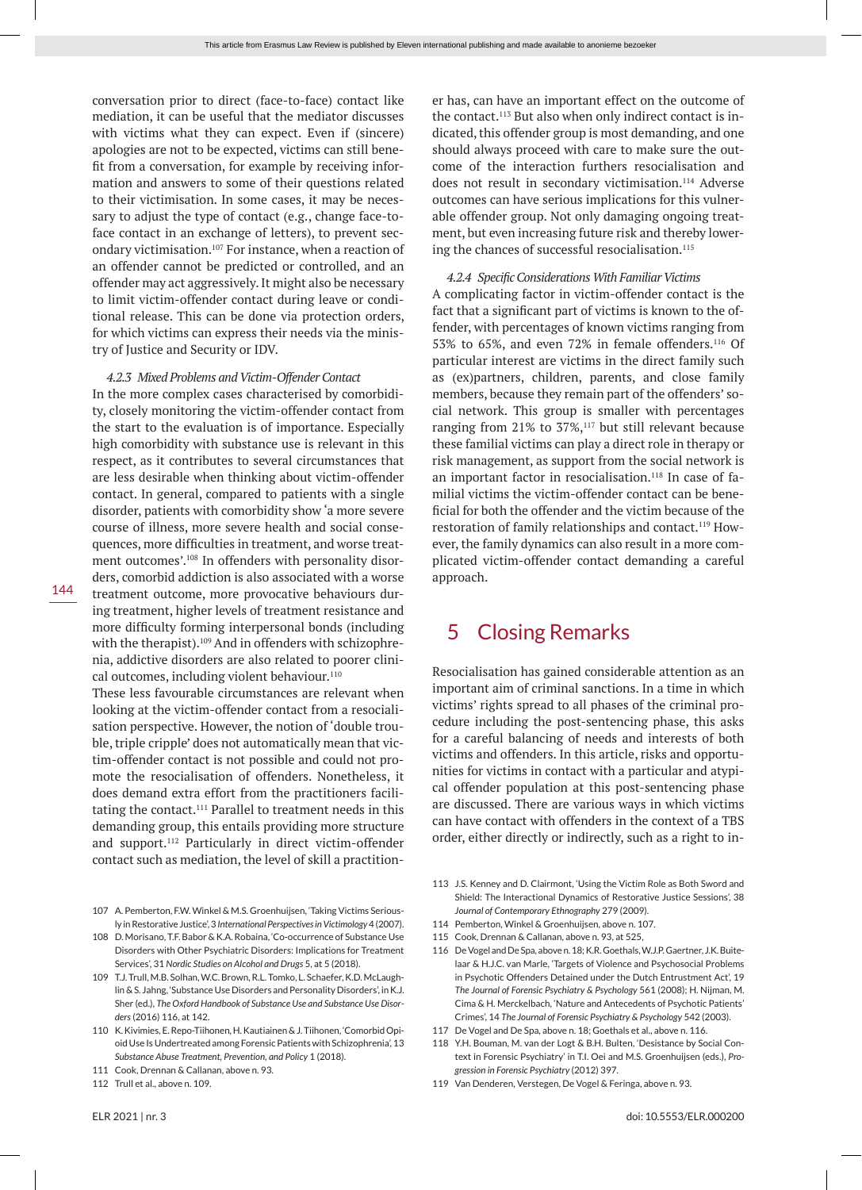conversation prior to direct (face-to-face) contact like mediation, it can be useful that the mediator discusses with victims what they can expect. Even if (sincere) apologies are not to be expected, victims can still benefit from a conversation, for example by receiving information and answers to some of their questions related to their victimisation. In some cases, it may be necessary to adjust the type of contact (e.g., change face-to-face contact in an exchange of letters), to prevent secondary victimisation.[107] For instance, when a reaction of an offender cannot be predicted or controlled, and an offender may act aggressively. It might also be necessary to limit victim-offender contact during leave or conditional release. This can be done via protection orders, for which victims can express their needs via the ministry of Justice and Security or IDV.

#### *4.2.3 Mixed Problems and Victim-Offender Contact*

In the more complex cases characterised by comorbidity, closely monitoring the victim-offender contact from the start to the evaluation is of importance. Especially high comorbidity with substance use is relevant in this respect, as it contributes to several circumstances that are less desirable when thinking about victim-offender contact. In general, compared to patients with a single disorder, patients with comorbidity show 'a more severe course of illness, more severe health and social consequences, more difficulties in treatment, and worse treatment outcomes'.[108] In offenders with personality disorders, comorbid addiction is also associated with a worse treatment outcome, more provocative behaviours during treatment, higher levels of treatment resistance and more difficulty forming interpersonal bonds (including with the therapist).[109] And in offenders with schizophrenia, addictive disorders are also related to poorer clinical outcomes, including violent behaviour.[110]

These less favourable circumstances are relevant when looking at the victim-offender contact from a resocialisation perspective. However, the notion of 'double trouble, triple cripple' does not automatically mean that victim-offender contact is not possible and could not promote the resocialisation of offenders. Nonetheless, it does demand extra effort from the practitioners facilitating the contact.[111] Parallel to treatment needs in this demanding group, this entails providing more structure and support.[112] Particularly in direct victim-offender contact such as mediation, the level of skill a practitioner has, can have an important effect on the outcome of the contact.[113] But also when only indirect contact is indicated, this offender group is most demanding, and one should always proceed with care to make sure the outcome of the interaction furthers resocialisation and does not result in secondary victimisation.[114] Adverse outcomes can have serious implications for this vulnerable offender group. Not only damaging ongoing treatment, but even increasing future risk and thereby lowering the chances of successful resocialisation.[115]

#### *4.2.4 Specific Considerations With Familiar Victims*

A complicating factor in victim-offender contact is the fact that a significant part of victims is known to the offender, with percentages of known victims ranging from 53% to 65%, and even 72% in female offenders.[116] Of particular interest are victims in the direct family such as (ex)partners, children, parents, and close family members, because they remain part of the offenders' social network. This group is smaller with percentages ranging from 21% to 37%,[117] but still relevant because these familial victims can play a direct role in therapy or risk management, as support from the social network is an important factor in resocialisation.[118] In case of familial victims the victim-offender contact can be beneficial for both the offender and the victim because of the restoration of family relationships and contact.[119] However, the family dynamics can also result in a more complicated victim-offender contact demanding a careful approach.

## 5 Closing Remarks

Resocialisation has gained considerable attention as an important aim of criminal sanctions. In a time in which victims' rights spread to all phases of the criminal procedure including the post-sentencing phase, this asks for a careful balancing of needs and interests of both victims and offenders. In this article, risks and opportunities for victims in contact with a particular and atypical offender population at this post-sentencing phase are discussed. There are various ways in which victims can have contact with offenders in the context of a TBS order, either directly or indirectly, such as a right to in-

---

107 A. Pemberton, F.W. Winkel & M.S. Groenhuijsen, 'Taking Victims Seriously in Restorative Justice', 3 *International Perspectives in Victimology* 4 (2007).

108 D. Morisano, T.F. Babor & K.A. Robaina, 'Co-occurrence of Substance Use Disorders with Other Psychiatric Disorders: Implications for Treatment Services', 31 *Nordic Studies on Alcohol and Drugs* 5, at 5 (2018).

109 T.J. Trull, M.B. Solhan, W.C. Brown, R.L. Tomko, L. Schaefer, K.D. McLaughlin & S. Jahng, 'Substance Use Disorders and Personality Disorders', in K.J. Sher (ed.), *The Oxford Handbook of Substance Use and Substance Use Disorders* (2016) 116, at 142.

110 K. Kivimies, E. Repo-Tiihonen, H. Kautiainen & J. Tiihonen, 'Comorbid Opioid Use Is Undertreated among Forensic Patients with Schizophrenia', 13 *Substance Abuse Treatment, Prevention, and Policy* 1 (2018).

111 Cook, Drennan & Callanan, above n. 93.

112 Trull et al., above n. 109.

113 J.S. Kenney and D. Clairmont, 'Using the Victim Role as Both Sword and Shield: The Interactional Dynamics of Restorative Justice Sessions', 38 *Journal of Contemporary Ethnography* 279 (2009).

114 Pemberton, Winkel & Groenhuijsen, above n. 107.

115 Cook, Drennan & Callanan, above n. 93, at 525.

116 De Vogel and De Spa, above n. 18; K.R. Goethals, W.J.P. Gaertner, J.K. Buitelaar & H.J.C. van Marle, 'Targets of Violence and Psychosocial Problems in Psychotic Offenders Detained under the Dutch Entrustment Act', 19 *The Journal of Forensic Psychiatry & Psychology* 561 (2008); H. Nijman, M. Cima & H. Merckelbach, 'Nature and Antecedents of Psychotic Patients' Crimes', 14 *The Journal of Forensic Psychiatry & Psychology* 542 (2003).

117 De Vogel and De Spa, above n. 18; Goethals et al., above n. 116.

118 Y.H. Bouman, M. van der Logt & B.H. Bulten, 'Desistance by Social Context in Forensic Psychiatry' in T.I. Oei and M.S. Groenhuijsen (eds.), *Progression in Forensic Psychiatry* (2012) 397.

119 Van Denderen, Verstegen, De Vogel & Feringa, above n. 93.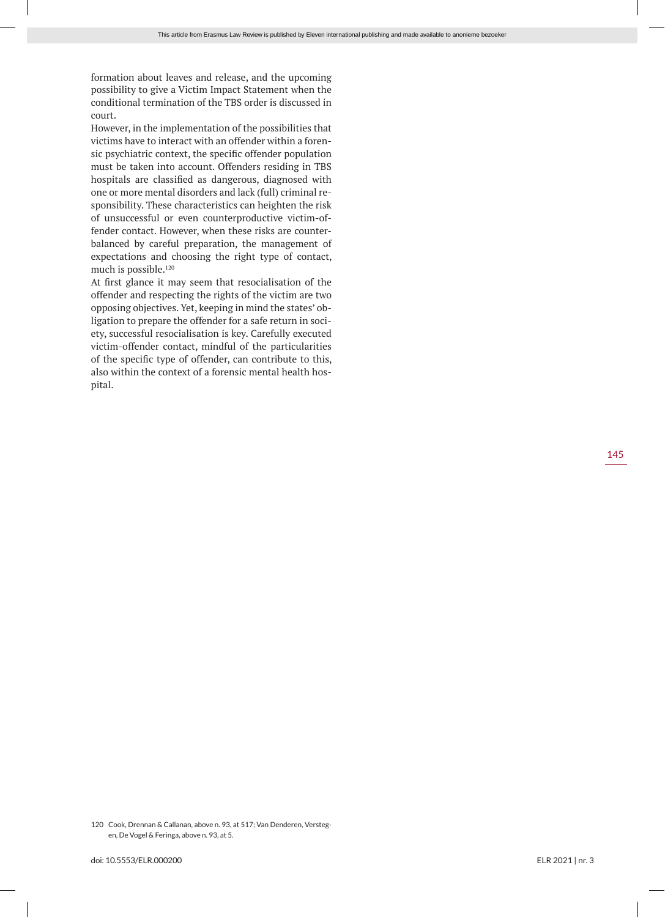formation about leaves and release, and the upcoming possibility to give a Victim Impact Statement when the conditional termination of the TBS order is discussed in court.

However, in the implementation of the possibilities that victims have to interact with an offender within a forensic psychiatric context, the specific offender population must be taken into account. Offenders residing in TBS hospitals are classified as dangerous, diagnosed with one or more mental disorders and lack (full) criminal responsibility. These characteristics can heighten the risk of unsuccessful or even counterproductive victim-offender contact. However, when these risks are counterbalanced by careful preparation, the management of expectations and choosing the right type of contact, much is possible.[120]

At first glance it may seem that resocialisation of the offender and respecting the rights of the victim are two opposing objectives. Yet, keeping in mind the states' obligation to prepare the offender for a safe return in society, successful resocialisation is key. Carefully executed victim-offender contact, mindful of the particularities of the specific type of offender, can contribute to this, also within the context of a forensic mental health hospital.

120 Cook, Drennan & Callanan, above n. 93, at 517; Van Denderen, Verstegen, De Vogel & Feringa, above n. 93, at 5.